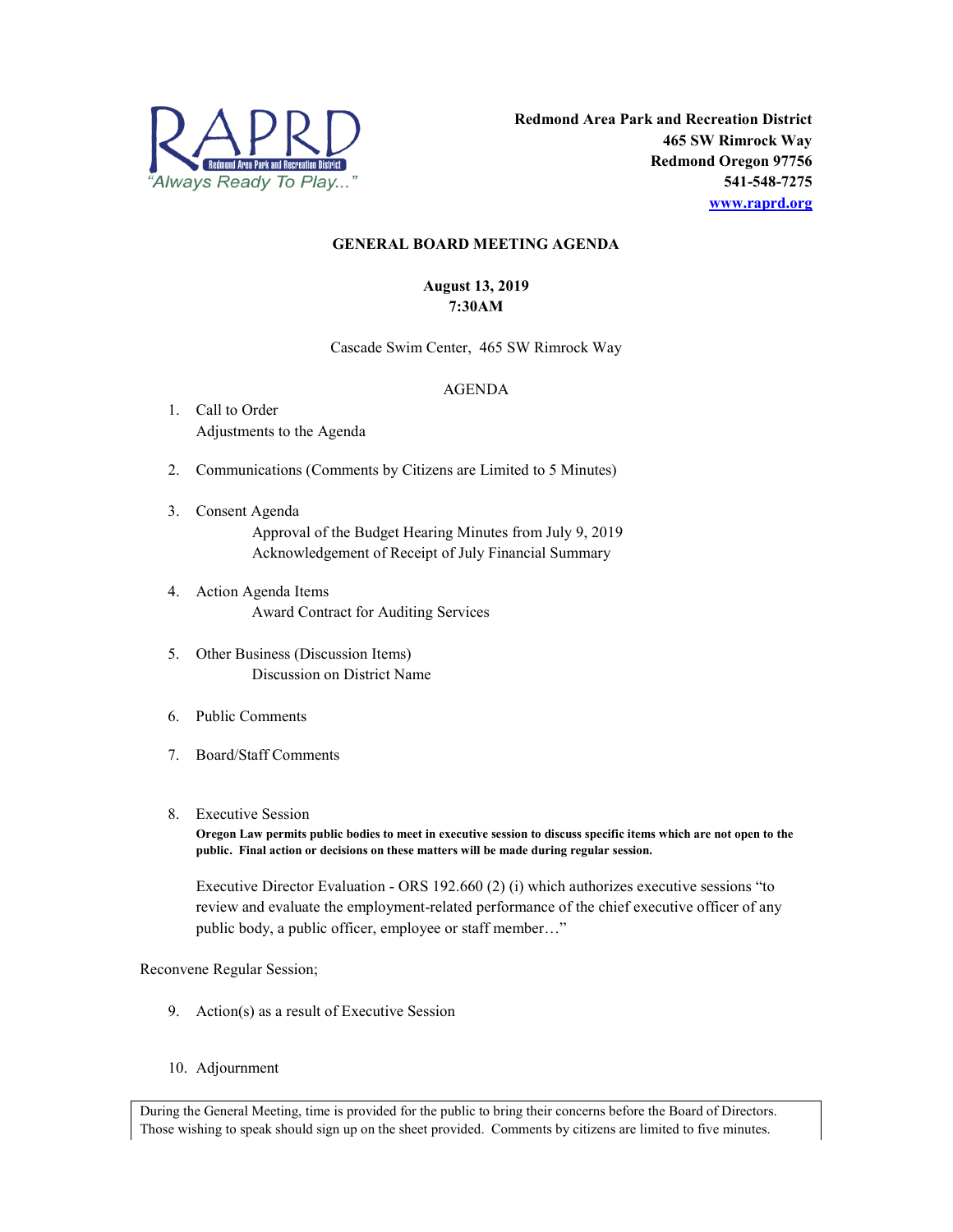RAPRD
Redmond Area Park and Recreation District
"Always Ready To Play..."

**Redmond Area Park and Recreation District**
**465 SW Rimrock Way**
**Redmond Oregon 97756**
**541-548-7275**
**www.raprd.org**

## GENERAL BOARD MEETING AGENDA

**August 13, 2019**
**7:30AM**

Cascade Swim Center, 465 SW Rimrock Way

AGENDA

1. Call to Order
   Adjustments to the Agenda

2. Communications (Comments by Citizens are Limited to 5 Minutes)

3. Consent Agenda
   - Approval of the Budget Hearing Minutes from July 9, 2019
   - Acknowledgement of Receipt of July Financial Summary

4. Action Agenda Items
   - Award Contract for Auditing Services

5. Other Business (Discussion Items)
   - Discussion on District Name

6. Public Comments

7. Board/Staff Comments

8. Executive Session

   **Oregon Law permits public bodies to meet in executive session to discuss specific items which are not open to the public. Final action or decisions on these matters will be made during regular session.**

   Executive Director Evaluation - ORS 192.660 (2) (i) which authorizes executive sessions "to review and evaluate the employment-related performance of the chief executive officer of any public body, a public officer, employee or staff member…"

Reconvene Regular Session;

9. Action(s) as a result of Executive Session

10. Adjournment

During the General Meeting, time is provided for the public to bring their concerns before the Board of Directors. Those wishing to speak should sign up on the sheet provided. Comments by citizens are limited to five minutes.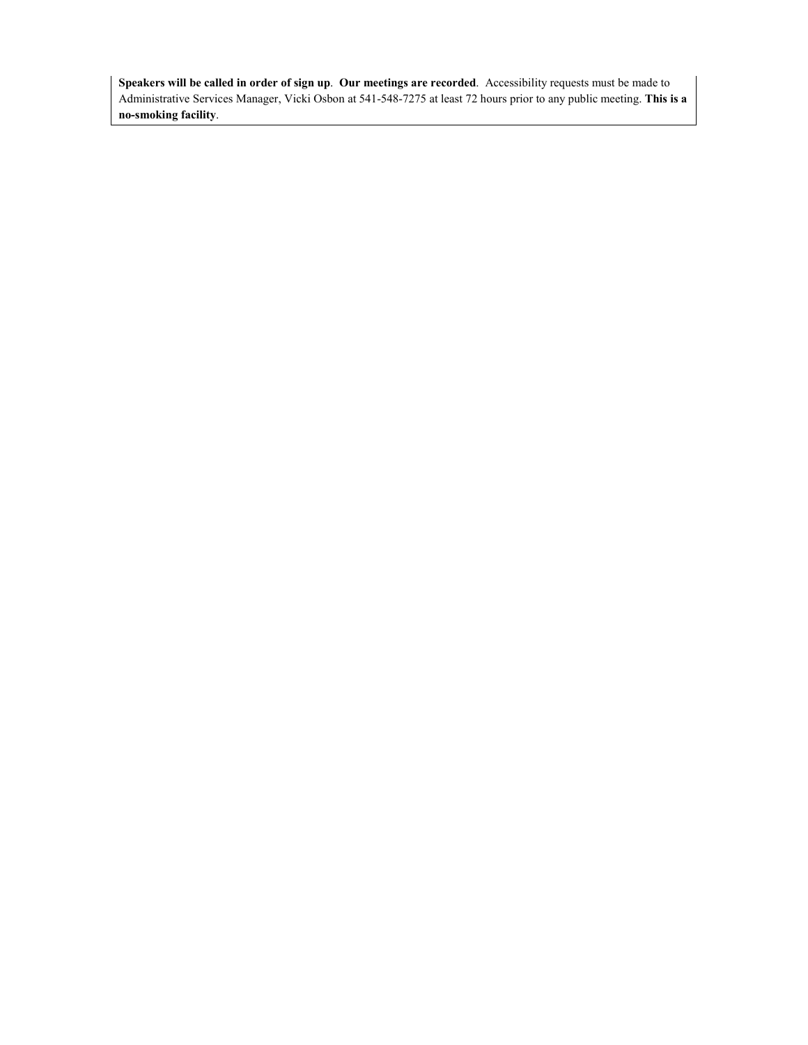**Speakers will be called in order of sign up**. **Our meetings are recorded**. Accessibility requests must be made to Administrative Services Manager, Vicki Osbon at 541-548-7275 at least 72 hours prior to any public meeting. **This is a no-smoking facility**.